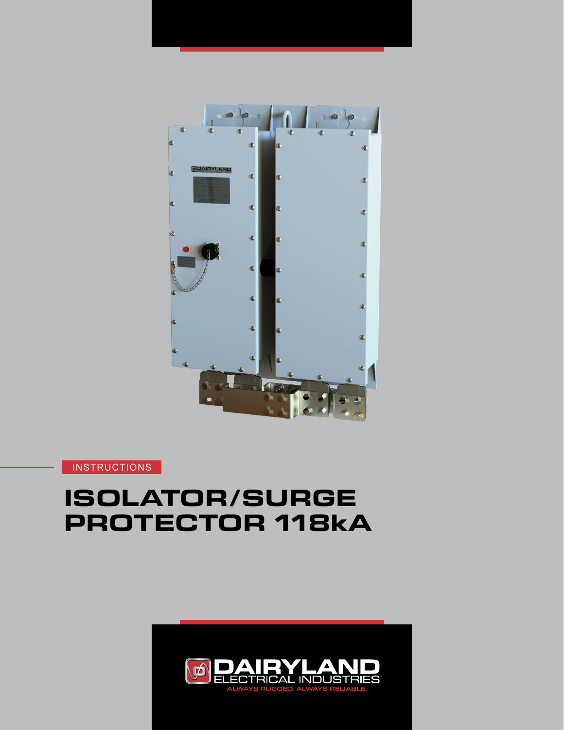INSTRUCTIONS

# ISOLATOR/SURGE PROTECTOR 118kA

DAIRYLAND ELECTRICAL INDUSTRIES

ALWAYS RUGGED. ALWAYS RELIABLE.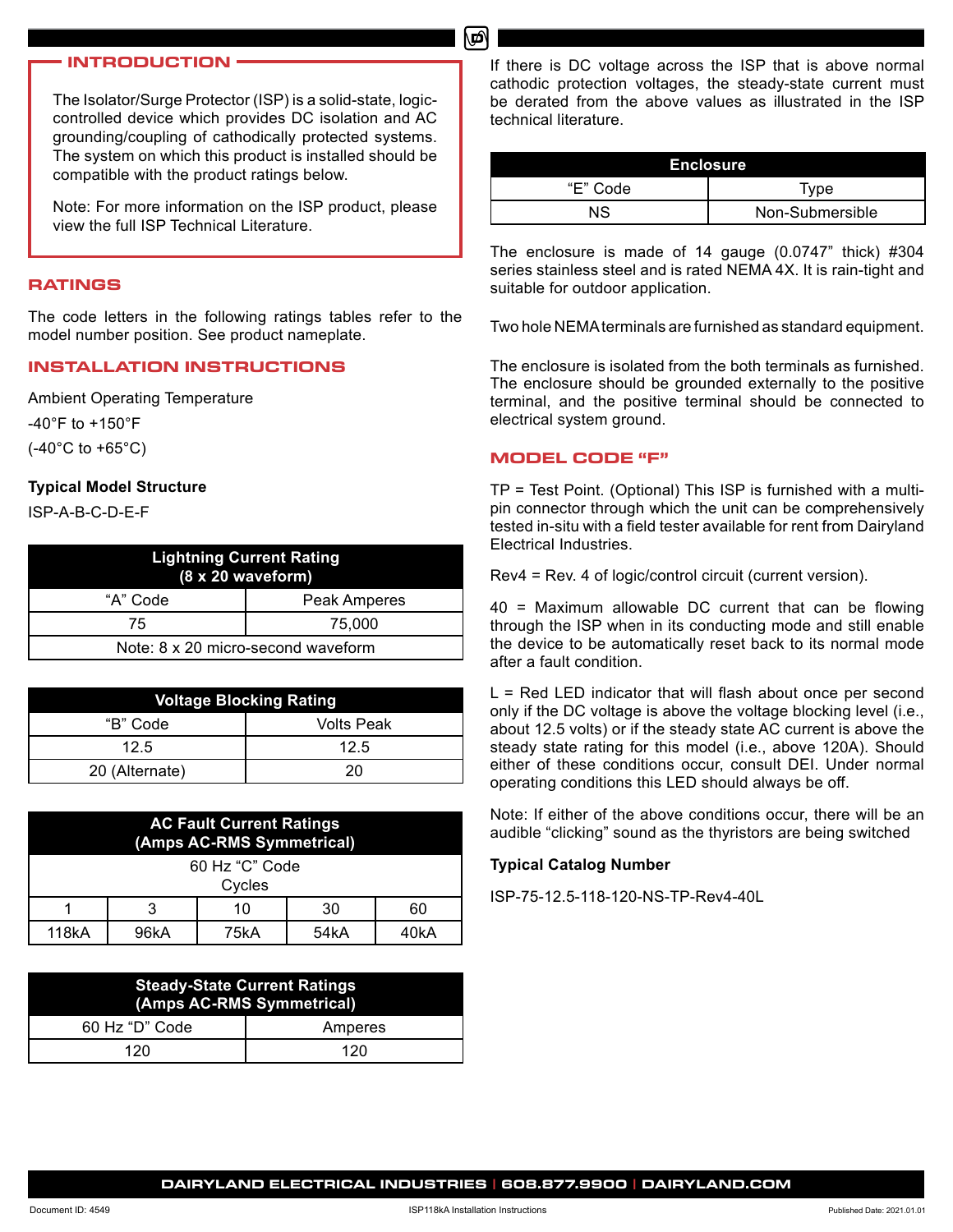## INTRODUCTION

The Isolator/Surge Protector (ISP) is a solid-state, logic-controlled device which provides DC isolation and AC grounding/coupling of cathodically protected systems. The system on which this product is installed should be compatible with the product ratings below.

Note: For more information on the ISP product, please view the full ISP Technical Literature.

## RATINGS

The code letters in the following ratings tables refer to the model number position. See product nameplate.

## INSTALLATION INSTRUCTIONS

Ambient Operating Temperature

-40°F to +150°F

(-40°C to +65°C)

**Typical Model Structure**

ISP-A-B-C-D-E-F

| Lightning Current Rating (8 x 20 waveform) | |
|---|---|
| "A" Code | Peak Amperes |
| 75 | 75,000 |
| Note: 8 x 20 micro-second waveform | |

| Voltage Blocking Rating | |
|---|---|
| "B" Code | Volts Peak |
| 12.5 | 12.5 |
| 20 (Alternate) | 20 |

| AC Fault Current Ratings (Amps AC-RMS Symmetrical) | | | | |
|---|---|---|---|---|
| 60 Hz "C" Code Cycles | | | | |
| 1 | 3 | 10 | 30 | 60 |
| 118kA | 96kA | 75kA | 54kA | 40kA |

| Steady-State Current Ratings (Amps AC-RMS Symmetrical) | |
|---|---|
| 60 Hz "D" Code | Amperes |
| 120 | 120 |

If there is DC voltage across the ISP that is above normal cathodic protection voltages, the steady-state current must be derated from the above values as illustrated in the ISP technical literature.

| Enclosure | |
|---|---|
| "E" Code | Type |
| NS | Non-Submersible |

The enclosure is made of 14 gauge (0.0747" thick) #304 series stainless steel and is rated NEMA 4X. It is rain-tight and suitable for outdoor application.

Two hole NEMA terminals are furnished as standard equipment.

The enclosure is isolated from the both terminals as furnished. The enclosure should be grounded externally to the positive terminal, and the positive terminal should be connected to electrical system ground.

## MODEL CODE "F"

TP = Test Point. (Optional) This ISP is furnished with a multi-pin connector through which the unit can be comprehensively tested in-situ with a field tester available for rent from Dairyland Electrical Industries.

Rev4 = Rev. 4 of logic/control circuit (current version).

40 = Maximum allowable DC current that can be flowing through the ISP when in its conducting mode and still enable the device to be automatically reset back to its normal mode after a fault condition.

L = Red LED indicator that will flash about once per second only if the DC voltage is above the voltage blocking level (i.e., about 12.5 volts) or if the steady state AC current is above the steady state rating for this model (i.e., above 120A). Should either of these conditions occur, consult DEI. Under normal operating conditions this LED should always be off.

Note: If either of the above conditions occur, there will be an audible "clicking" sound as the thyristors are being switched

**Typical Catalog Number**

ISP-75-12.5-118-120-NS-TP-Rev4-40L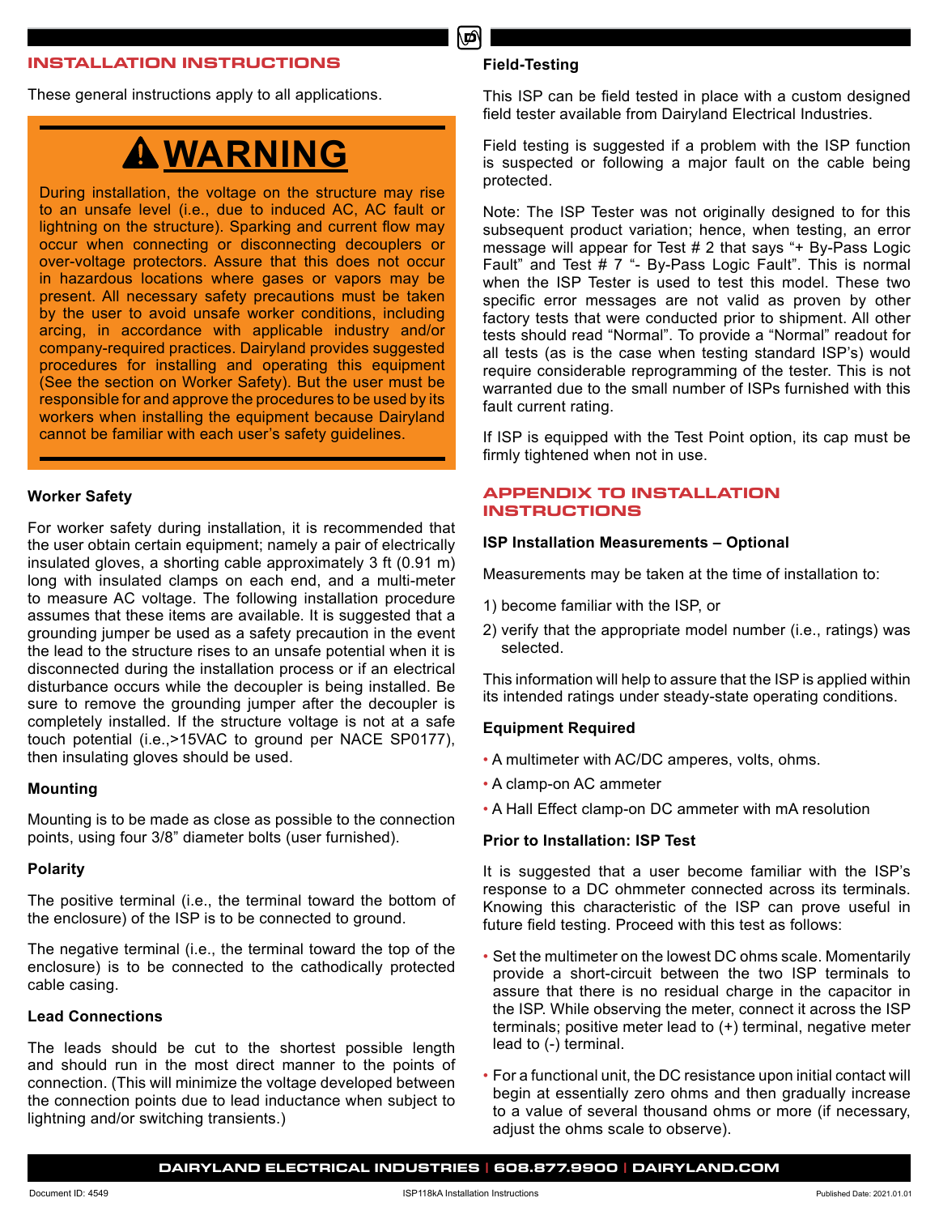## INSTALLATION INSTRUCTIONS

These general instructions apply to all applications.

> **⚠ WARNING**
>
> During installation, the voltage on the structure may rise to an unsafe level (i.e., due to induced AC, AC fault or lightning on the structure). Sparking and current flow may occur when connecting or disconnecting decouplers or over-voltage protectors. Assure that this does not occur in hazardous locations where gases or vapors may be present. All necessary safety precautions must be taken by the user to avoid unsafe worker conditions, including arcing, in accordance with applicable industry and/or company-required practices. Dairyland provides suggested procedures for installing and operating this equipment (See the section on Worker Safety). But the user must be responsible for and approve the procedures to be used by its workers when installing the equipment because Dairyland cannot be familiar with each user's safety guidelines.

### Worker Safety

For worker safety during installation, it is recommended that the user obtain certain equipment; namely a pair of electrically insulated gloves, a shorting cable approximately 3 ft (0.91 m) long with insulated clamps on each end, and a multi-meter to measure AC voltage. The following installation procedure assumes that these items are available. It is suggested that a grounding jumper be used as a safety precaution in the event the lead to the structure rises to an unsafe potential when it is disconnected during the installation process or if an electrical disturbance occurs while the decoupler is being installed. Be sure to remove the grounding jumper after the decoupler is completely installed. If the structure voltage is not at a safe touch potential (i.e.,>15VAC to ground per NACE SP0177), then insulating gloves should be used.

### Mounting

Mounting is to be made as close as possible to the connection points, using four 3/8" diameter bolts (user furnished).

### Polarity

The positive terminal (i.e., the terminal toward the bottom of the enclosure) of the ISP is to be connected to ground.

The negative terminal (i.e., the terminal toward the top of the enclosure) is to be connected to the cathodically protected cable casing.

### Lead Connections

The leads should be cut to the shortest possible length and should run in the most direct manner to the points of connection. (This will minimize the voltage developed between the connection points due to lead inductance when subject to lightning and/or switching transients.)

### Field-Testing

This ISP can be field tested in place with a custom designed field tester available from Dairyland Electrical Industries.

Field testing is suggested if a problem with the ISP function is suspected or following a major fault on the cable being protected.

Note: The ISP Tester was not originally designed to for this subsequent product variation; hence, when testing, an error message will appear for Test # 2 that says "+ By-Pass Logic Fault" and Test # 7 "- By-Pass Logic Fault". This is normal when the ISP Tester is used to test this model. These two specific error messages are not valid as proven by other factory tests that were conducted prior to shipment. All other tests should read "Normal". To provide a "Normal" readout for all tests (as is the case when testing standard ISP's) would require considerable reprogramming of the tester. This is not warranted due to the small number of ISPs furnished with this fault current rating.

If ISP is equipped with the Test Point option, its cap must be firmly tightened when not in use.

## APPENDIX TO INSTALLATION INSTRUCTIONS

### ISP Installation Measurements – Optional

Measurements may be taken at the time of installation to:

1) become familiar with the ISP, or
2) verify that the appropriate model number (i.e., ratings) was selected.

This information will help to assure that the ISP is applied within its intended ratings under steady-state operating conditions.

### Equipment Required

- A multimeter with AC/DC amperes, volts, ohms.
- A clamp-on AC ammeter
- A Hall Effect clamp-on DC ammeter with mA resolution

### Prior to Installation: ISP Test

It is suggested that a user become familiar with the ISP's response to a DC ohmmeter connected across its terminals. Knowing this characteristic of the ISP can prove useful in future field testing. Proceed with this test as follows:

- Set the multimeter on the lowest DC ohms scale. Momentarily provide a short-circuit between the two ISP terminals to assure that there is no residual charge in the capacitor in the ISP. While observing the meter, connect it across the ISP terminals; positive meter lead to (+) terminal, negative meter lead to (-) terminal.
- For a functional unit, the DC resistance upon initial contact will begin at essentially zero ohms and then gradually increase to a value of several thousand ohms or more (if necessary, adjust the ohms scale to observe).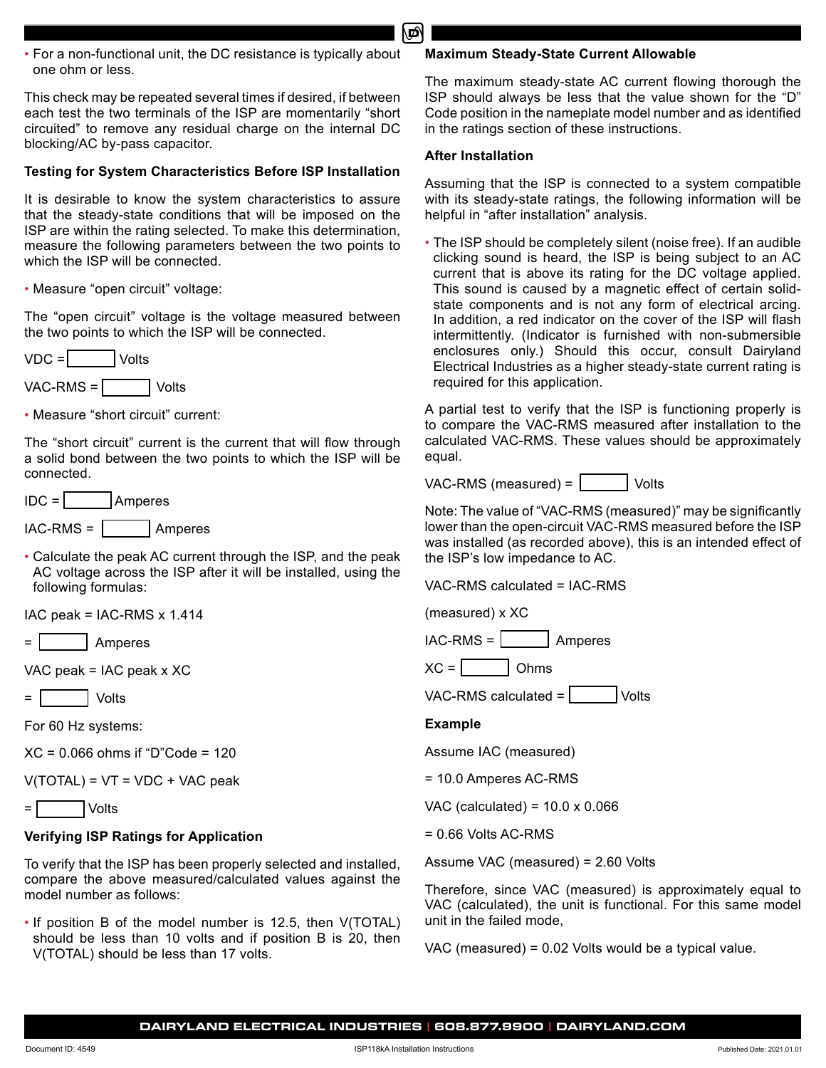- For a non-functional unit, the DC resistance is typically about one ohm or less.

This check may be repeated several times if desired, if between each test the two terminals of the ISP are momentarily "short circuited" to remove any residual charge on the internal DC blocking/AC by-pass capacitor.

**Testing for System Characteristics Before ISP Installation**

It is desirable to know the system characteristics to assure that the steady-state conditions that will be imposed on the ISP are within the rating selected. To make this determination, measure the following parameters between the two points to which the ISP will be connected.

- Measure "open circuit" voltage:

The "open circuit" voltage is the voltage measured between the two points to which the ISP will be connected.

VDC = ______ Volts

VAC-RMS = ______ Volts

- Measure "short circuit" current:

The "short circuit" current is the current that will flow through a solid bond between the two points to which the ISP will be connected.

IDC = ______ Amperes

IAC-RMS = ______ Amperes

- Calculate the peak AC current through the ISP, and the peak AC voltage across the ISP after it will be installed, using the following formulas:

IAC peak = IAC-RMS x 1.414

= ______ Amperes

VAC peak = IAC peak x XC

= ______ Volts

For 60 Hz systems:

XC = 0.066 ohms if "D"Code = 120

V(TOTAL) = VT = VDC + VAC peak

= ______ Volts

**Verifying ISP Ratings for Application**

To verify that the ISP has been properly selected and installed, compare the above measured/calculated values against the model number as follows:

- If position B of the model number is 12.5, then V(TOTAL) should be less than 10 volts and if position B is 20, then V(TOTAL) should be less than 17 volts.

**Maximum Steady-State Current Allowable**

The maximum steady-state AC current flowing thorough the ISP should always be less that the value shown for the "D" Code position in the nameplate model number and as identified in the ratings section of these instructions.

**After Installation**

Assuming that the ISP is connected to a system compatible with its steady-state ratings, the following information will be helpful in "after installation" analysis.

- The ISP should be completely silent (noise free). If an audible clicking sound is heard, the ISP is being subject to an AC current that is above its rating for the DC voltage applied. This sound is caused by a magnetic effect of certain solid-state components and is not any form of electrical arcing. In addition, a red indicator on the cover of the ISP will flash intermittently. (Indicator is furnished with non-submersible enclosures only.) Should this occur, consult Dairyland Electrical Industries as a higher steady-state current rating is required for this application.

A partial test to verify that the ISP is functioning properly is to compare the VAC-RMS measured after installation to the calculated VAC-RMS. These values should be approximately equal.

VAC-RMS (measured) = ______ Volts

Note: The value of "VAC-RMS (measured)" may be significantly lower than the open-circuit VAC-RMS measured before the ISP was installed (as recorded above), this is an intended effect of the ISP's low impedance to AC.

VAC-RMS calculated = IAC-RMS

(measured) x XC

IAC-RMS = ______ Amperes

XC = ______ Ohms

VAC-RMS calculated = ______ Volts

**Example**

Assume IAC (measured)

= 10.0 Amperes AC-RMS

VAC (calculated) = 10.0 x 0.066

= 0.66 Volts AC-RMS

Assume VAC (measured) = 2.60 Volts

Therefore, since VAC (measured) is approximately equal to VAC (calculated), the unit is functional. For this same model unit in the failed mode,

VAC (measured) = 0.02 Volts would be a typical value.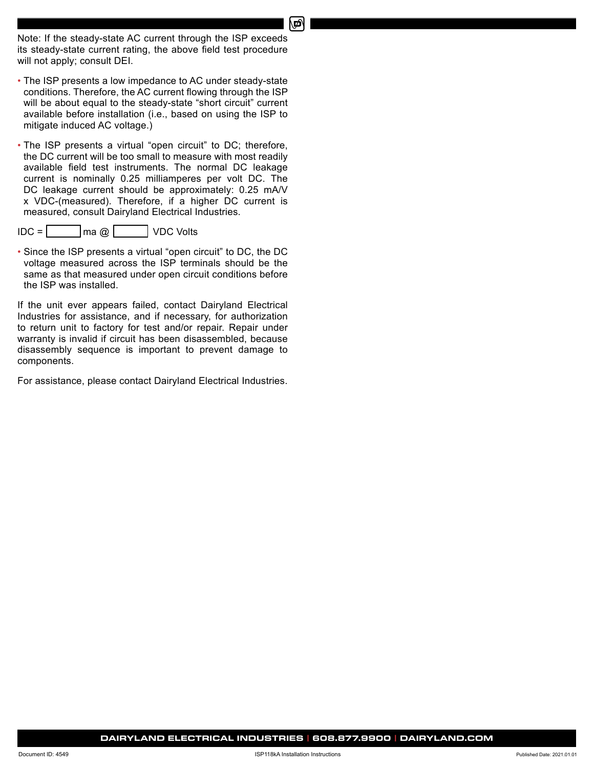Note: If the steady-state AC current through the ISP exceeds its steady-state current rating, the above field test procedure will not apply; consult DEI.

- The ISP presents a low impedance to AC under steady-state conditions. Therefore, the AC current flowing through the ISP will be about equal to the steady-state "short circuit" current available before installation (i.e., based on using the ISP to mitigate induced AC voltage.)
- The ISP presents a virtual "open circuit" to DC; therefore, the DC current will be too small to measure with most readily available field test instruments. The normal DC leakage current is nominally 0.25 milliamperes per volt DC. The DC leakage current should be approximately: 0.25 mA/V x VDC-(measured). Therefore, if a higher DC current is measured, consult Dairyland Electrical Industries.

IDC = ______ ma @ ______ VDC Volts

- Since the ISP presents a virtual "open circuit" to DC, the DC voltage measured across the ISP terminals should be the same as that measured under open circuit conditions before the ISP was installed.

If the unit ever appears failed, contact Dairyland Electrical Industries for assistance, and if necessary, for authorization to return unit to factory for test and/or repair. Repair under warranty is invalid if circuit has been disassembled, because disassembly sequence is important to prevent damage to components.

For assistance, please contact Dairyland Electrical Industries.